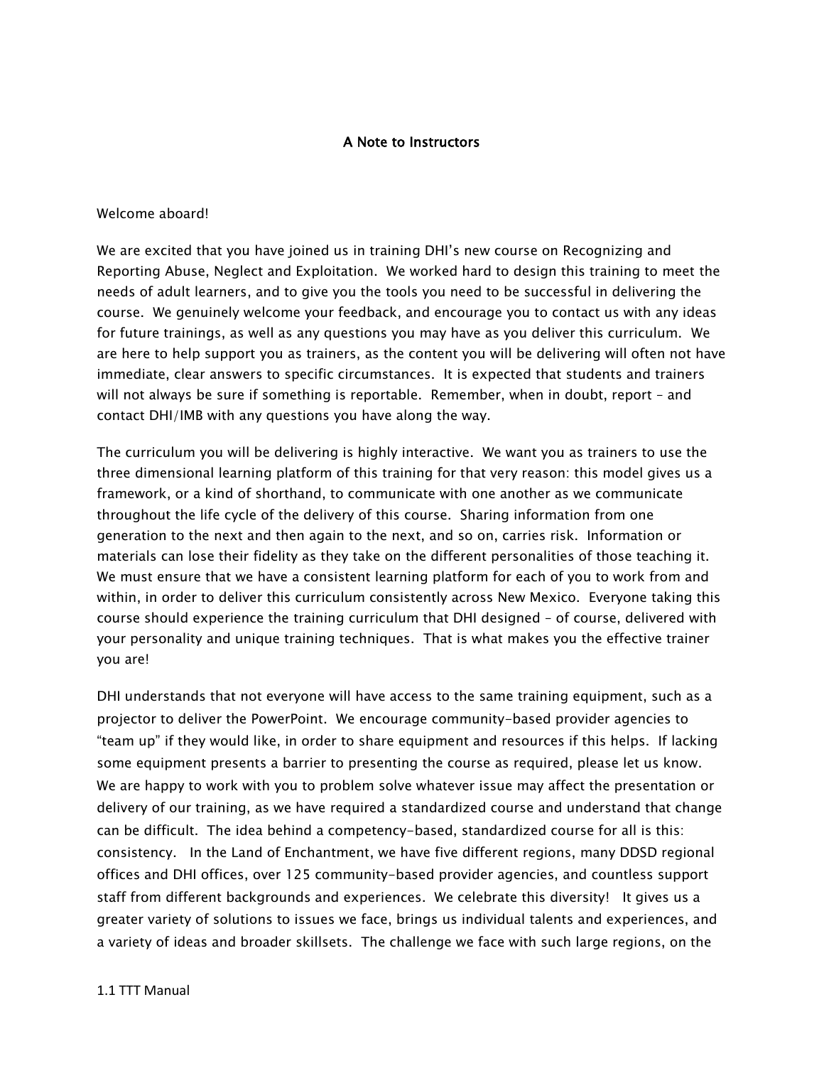# A Note to Instructors

Welcome aboard!

We are excited that you have joined us in training DHI's new course on Recognizing and Reporting Abuse, Neglect and Exploitation. We worked hard to design this training to meet the needs of adult learners, and to give you the tools you need to be successful in delivering the course. We genuinely welcome your feedback, and encourage you to contact us with any ideas for future trainings, as well as any questions you may have as you deliver this curriculum. We are here to help support you as trainers, as the content you will be delivering will often not have immediate, clear answers to specific circumstances. It is expected that students and trainers will not always be sure if something is reportable. Remember, when in doubt, report – and contact DHI/IMB with any questions you have along the way.

The curriculum you will be delivering is highly interactive. We want you as trainers to use the three dimensional learning platform of this training for that very reason: this model gives us a framework, or a kind of shorthand, to communicate with one another as we communicate throughout the life cycle of the delivery of this course. Sharing information from one generation to the next and then again to the next, and so on, carries risk. Information or materials can lose their fidelity as they take on the different personalities of those teaching it. We must ensure that we have a consistent learning platform for each of you to work from and within, in order to deliver this curriculum consistently across New Mexico. Everyone taking this course should experience the training curriculum that DHI designed – of course, delivered with your personality and unique training techniques. That is what makes you the effective trainer you are!

DHI understands that not everyone will have access to the same training equipment, such as a projector to deliver the PowerPoint. We encourage community-based provider agencies to "team up" if they would like, in order to share equipment and resources if this helps. If lacking some equipment presents a barrier to presenting the course as required, please let us know. We are happy to work with you to problem solve whatever issue may affect the presentation or delivery of our training, as we have required a standardized course and understand that change can be difficult. The idea behind a competency-based, standardized course for all is this: consistency. In the Land of Enchantment, we have five different regions, many DDSD regional offices and DHI offices, over 125 community-based provider agencies, and countless support staff from different backgrounds and experiences. We celebrate this diversity! It gives us a greater variety of solutions to issues we face, brings us individual talents and experiences, and a variety of ideas and broader skillsets. The challenge we face with such large regions, on the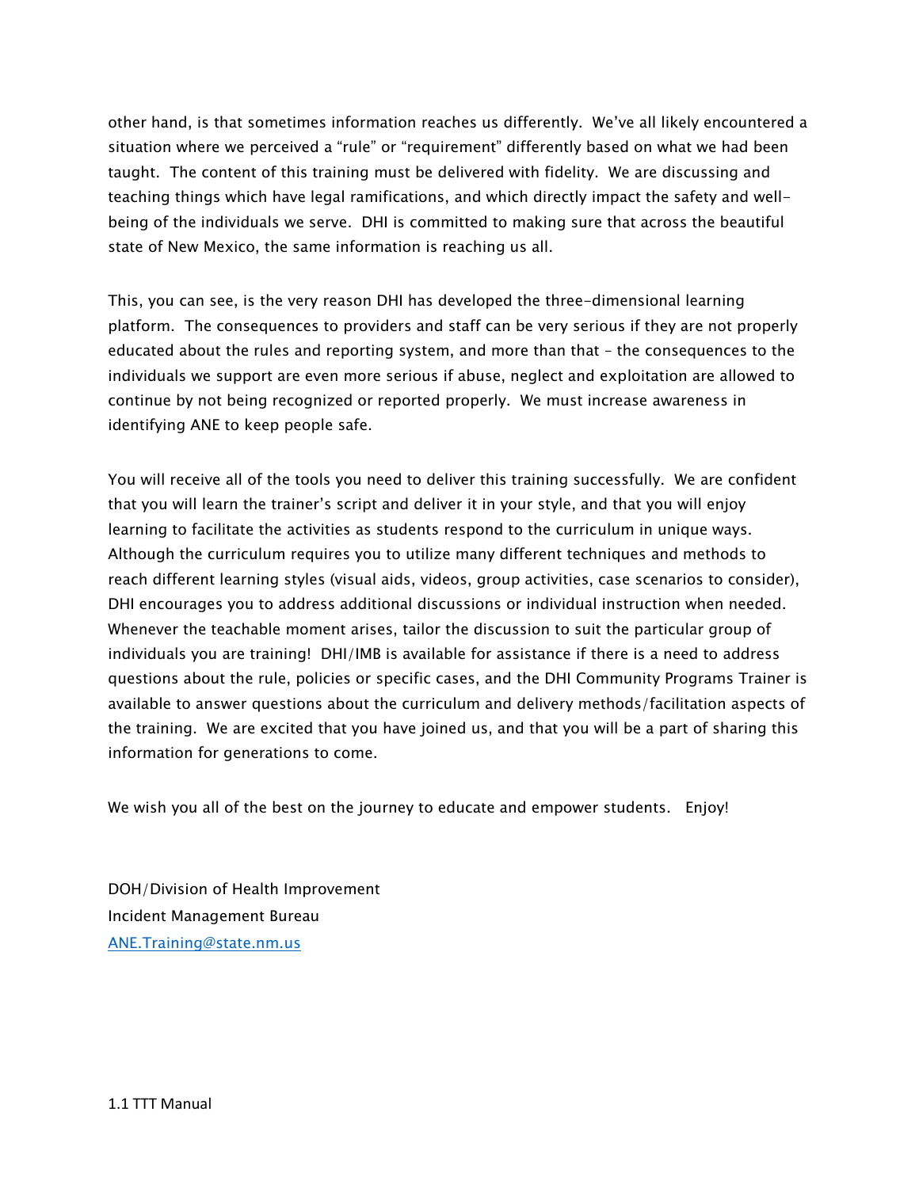other hand, is that sometimes information reaches us differently. We've all likely encountered a situation where we perceived a "rule" or "requirement" differently based on what we had been taught. The content of this training must be delivered with fidelity. We are discussing and teaching things which have legal ramifications, and which directly impact the safety and well-being of the individuals we serve. DHI is committed to making sure that across the beautiful state of New Mexico, the same information is reaching us all.

This, you can see, is the very reason DHI has developed the three-dimensional learning platform. The consequences to providers and staff can be very serious if they are not properly educated about the rules and reporting system, and more than that – the consequences to the individuals we support are even more serious if abuse, neglect and exploitation are allowed to continue by not being recognized or reported properly. We must increase awareness in identifying ANE to keep people safe.

You will receive all of the tools you need to deliver this training successfully. We are confident that you will learn the trainer's script and deliver it in your style, and that you will enjoy learning to facilitate the activities as students respond to the curriculum in unique ways. Although the curriculum requires you to utilize many different techniques and methods to reach different learning styles (visual aids, videos, group activities, case scenarios to consider), DHI encourages you to address additional discussions or individual instruction when needed. Whenever the teachable moment arises, tailor the discussion to suit the particular group of individuals you are training! DHI/IMB is available for assistance if there is a need to address questions about the rule, policies or specific cases, and the DHI Community Programs Trainer is available to answer questions about the curriculum and delivery methods/facilitation aspects of the training. We are excited that you have joined us, and that you will be a part of sharing this information for generations to come.

We wish you all of the best on the journey to educate and empower students. Enjoy!

DOH/Division of Health Improvement
Incident Management Bureau
ANE.Training@state.nm.us